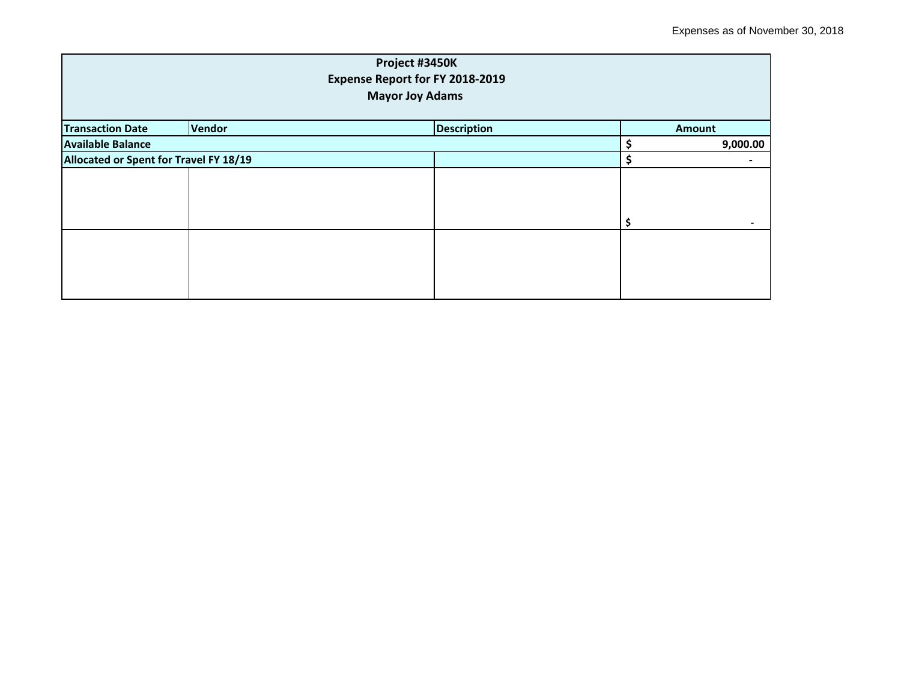Expenses as of November 30, 2018

| Project #3450K<br>Expense Report for FY 2018-2019<br>Mayor Joy Adams | | | |
|---|---|---|---|
| **Transaction Date** | **Vendor** | **Description** | **Amount** |
| **Available Balance** | | | **$ 9,000.00** |
| **Allocated or Spent for Travel FY 18/19** | | | **$ -** |
| | | | $ - |
| | | | |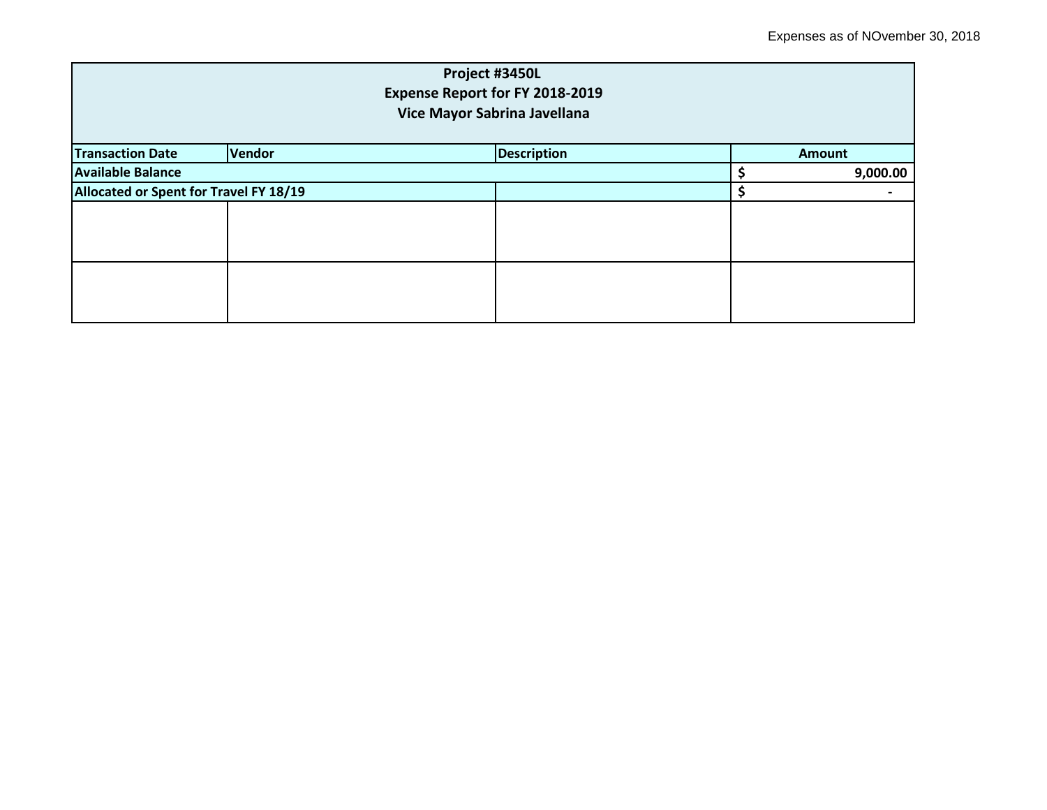Expenses as of NOvember 30, 2018

| Project #3450L<br>Expense Report for FY 2018-2019<br>Vice Mayor Sabrina Javellana | | | |
|---|---|---|---|
| **Transaction Date** | **Vendor** | **Description** | **Amount** |
| **Available Balance** | | | **$ 9,000.00** |
| **Allocated or Spent for Travel FY 18/19** | | | **$ -** |
| | | | |
| | | | |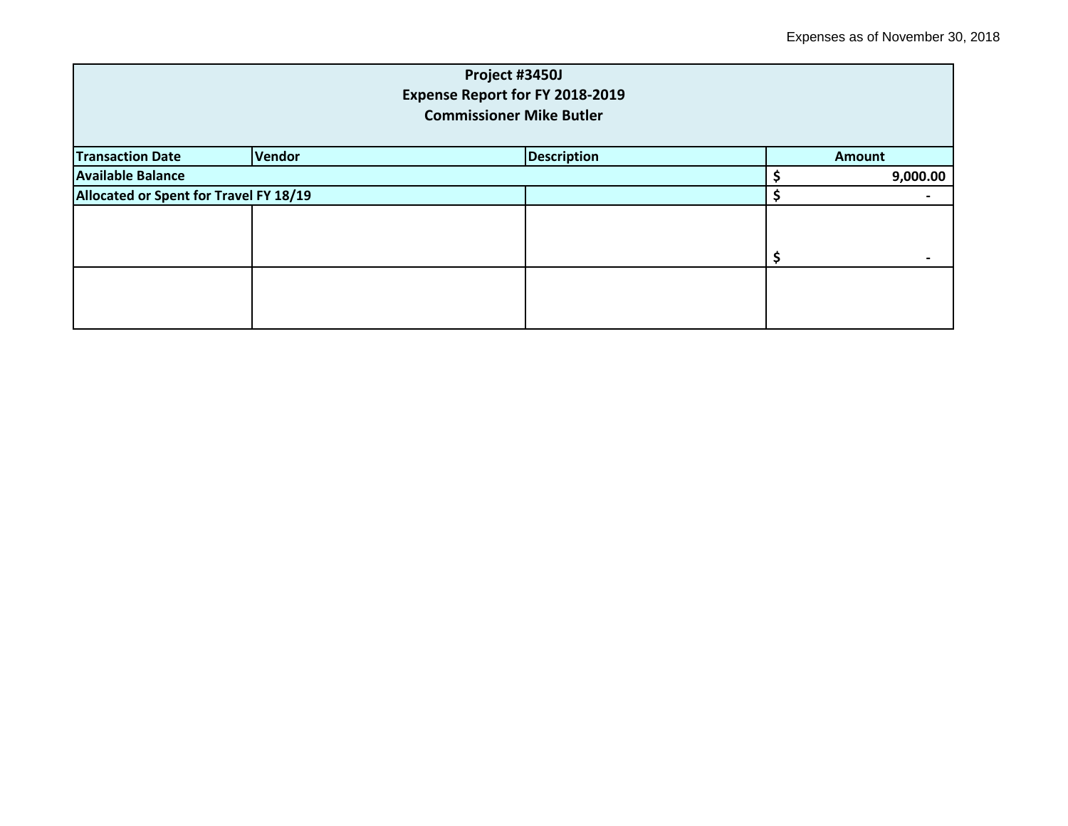Expenses as of November 30, 2018

| Project #3450J<br>Expense Report for FY 2018-2019<br>Commissioner Mike Butler | | | |
|---|---|---|---|
| **Transaction Date** | **Vendor** | **Description** | **Amount** |
| **Available Balance** | | | **$ 9,000.00** |
| **Allocated or Spent for Travel FY 18/19** | | | **$ -** |
| | | | $ - |
| | | | |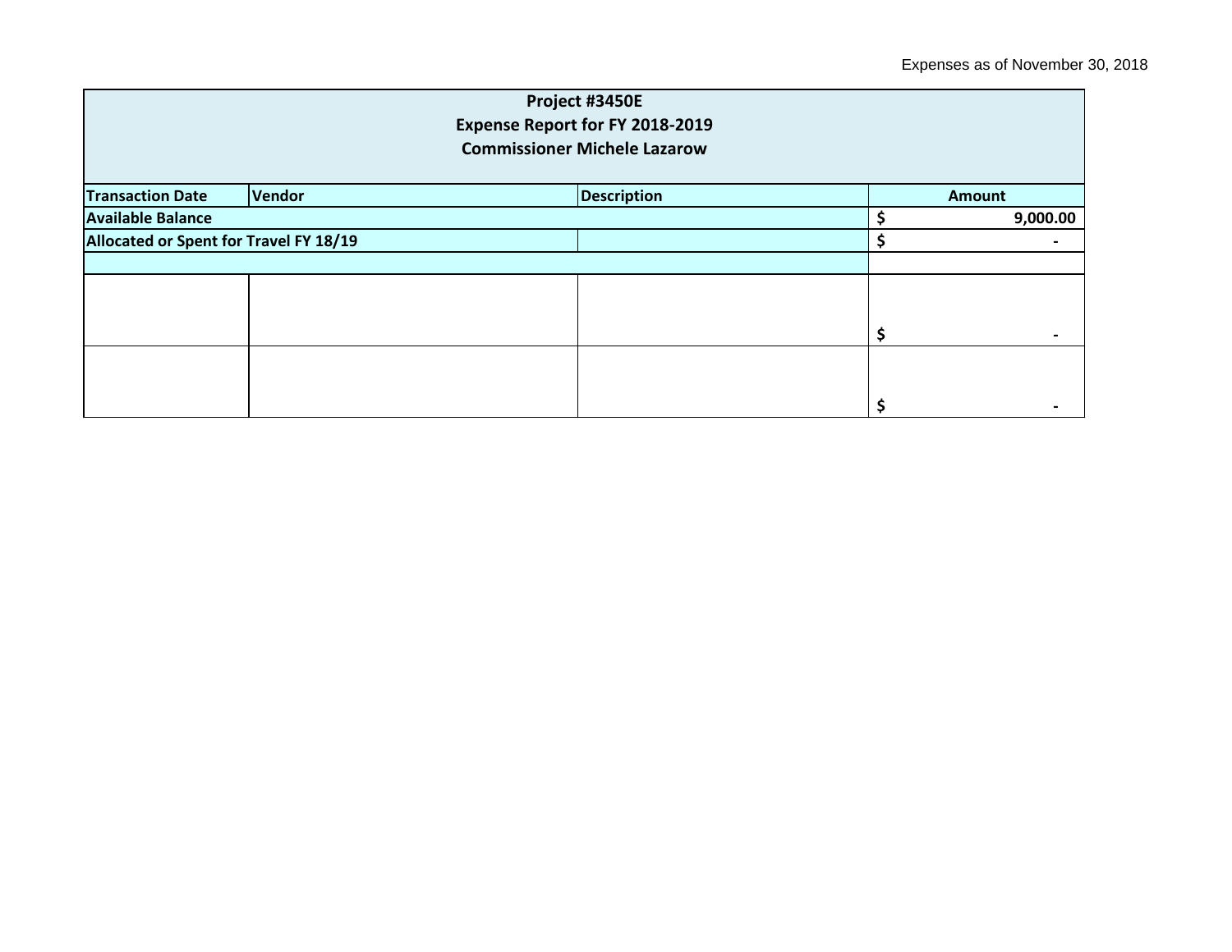Expenses as of November 30, 2018

| Project #3450E<br>Expense Report for FY 2018-2019<br>Commissioner Michele Lazarow | | | |
|---|---|---|---|
| **Transaction Date** | **Vendor** | **Description** | **Amount** |
| **Available Balance** | | | **$ 9,000.00** |
| **Allocated or Spent for Travel FY 18/19** | | | **$ -** |
| | | | |
| | | | $ - |
| | | | $ - |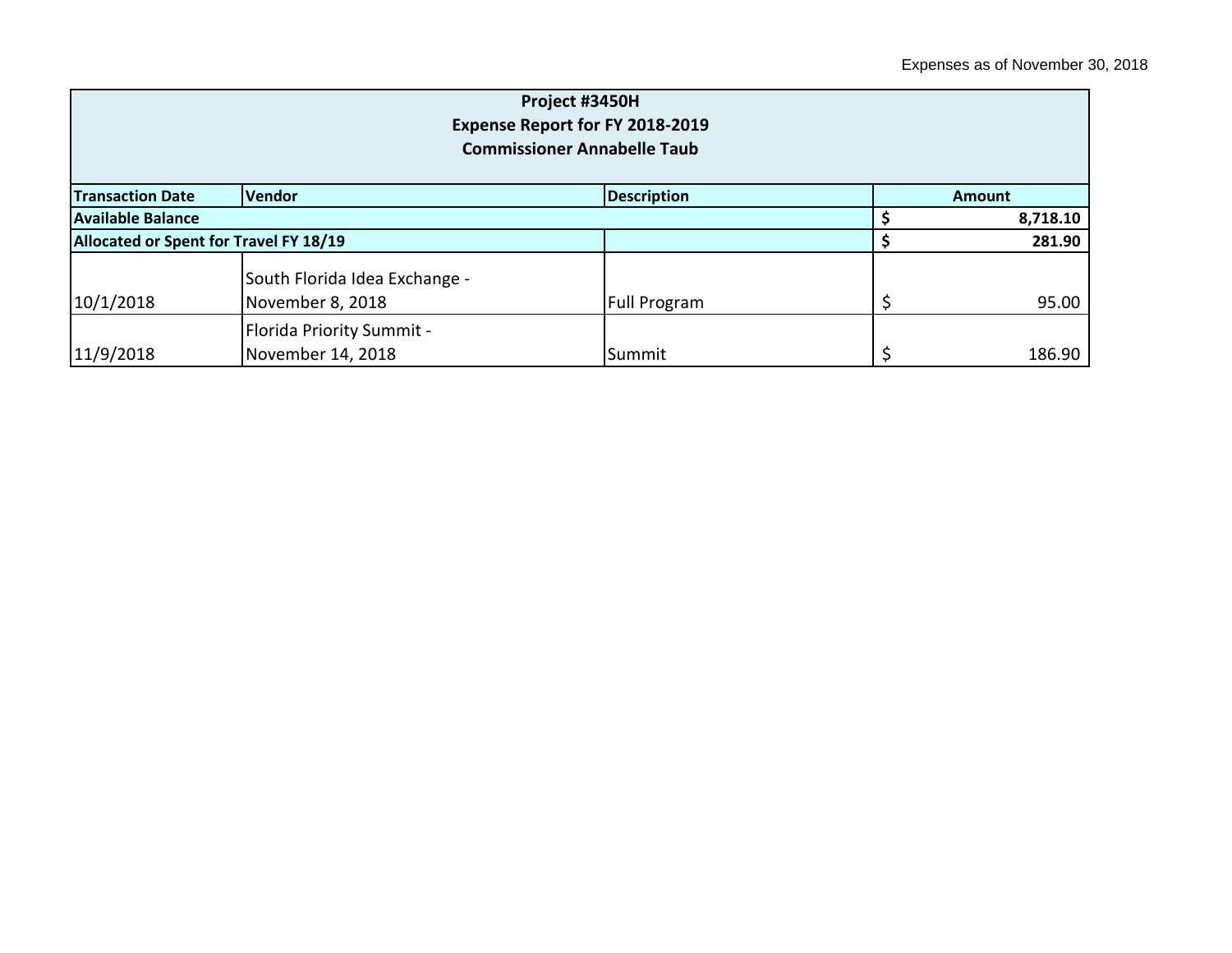Expenses as of November 30, 2018

| Project #3450H<br>Expense Report for FY 2018-2019<br>Commissioner Annabelle Taub | | | |
|---|---|---|---|
| **Transaction Date** | **Vendor** | **Description** | **Amount** |
| **Available Balance** | | | **$ 8,718.10** |
| **Allocated or Spent for Travel FY 18/19** | | | **$ 281.90** |
| 10/1/2018 | South Florida Idea Exchange - November 8, 2018 | Full Program | $ 95.00 |
| 11/9/2018 | Florida Priority Summit - November 14, 2018 | Summit | $ 186.90 |